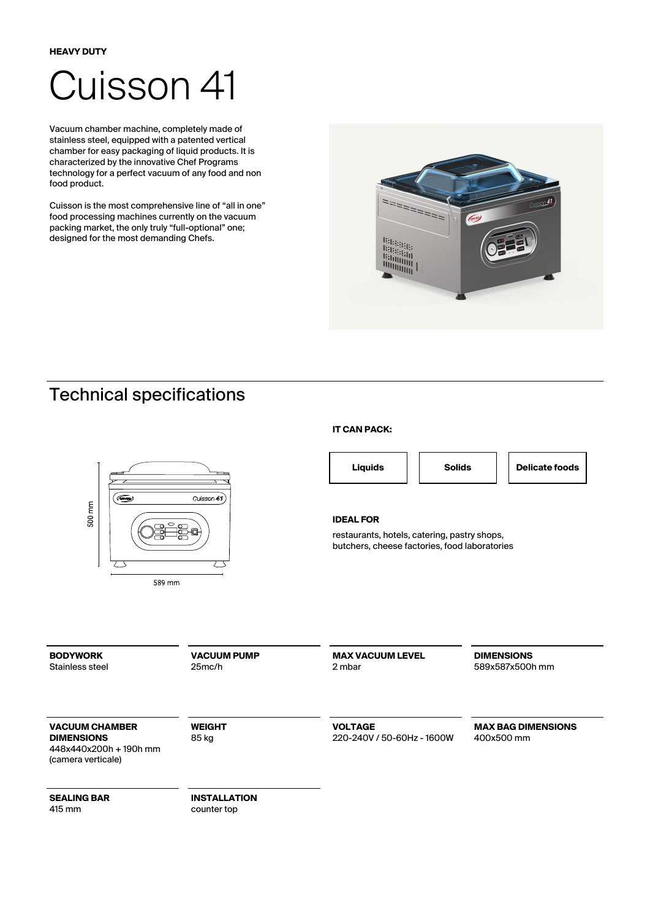**HEAVY DUTY**

# Cuisson 41

Vacuum chamber machine, completely made of stainless steel, equipped with a patented vertical chamber for easy packaging of liquid products. It is characterized by the innovative Chef Programs technology for a perfect vacuum of any food and non food product.

Cuisson is the most comprehensive line of "all in one" food processing machines currently on the vacuum packing market, the only truly "full-optional" one; designed for the most demanding Chefs.

## Technical specifications

500 mm

589 mm

**IT CAN PACK:**

**Liquids** | **Solids** | **Delicate foods**

**IDEAL FOR**

restaurants, hotels, catering, pastry shops, butchers, cheese factories, food laboratories

**BODYWORK**
Stainless steel

**VACUUM PUMP**
25mc/h

**MAX VACUUM LEVEL**
2 mbar

**DIMENSIONS**
589x587x500h mm

**VACUUM CHAMBER DIMENSIONS**
448x440x200h + 190h mm (camera verticale)

**WEIGHT**
85 kg

**VOLTAGE**
220-240V / 50-60Hz - 1600W

**MAX BAG DIMENSIONS**
400x500 mm

**SEALING BAR**
415 mm

**INSTALLATION**
counter top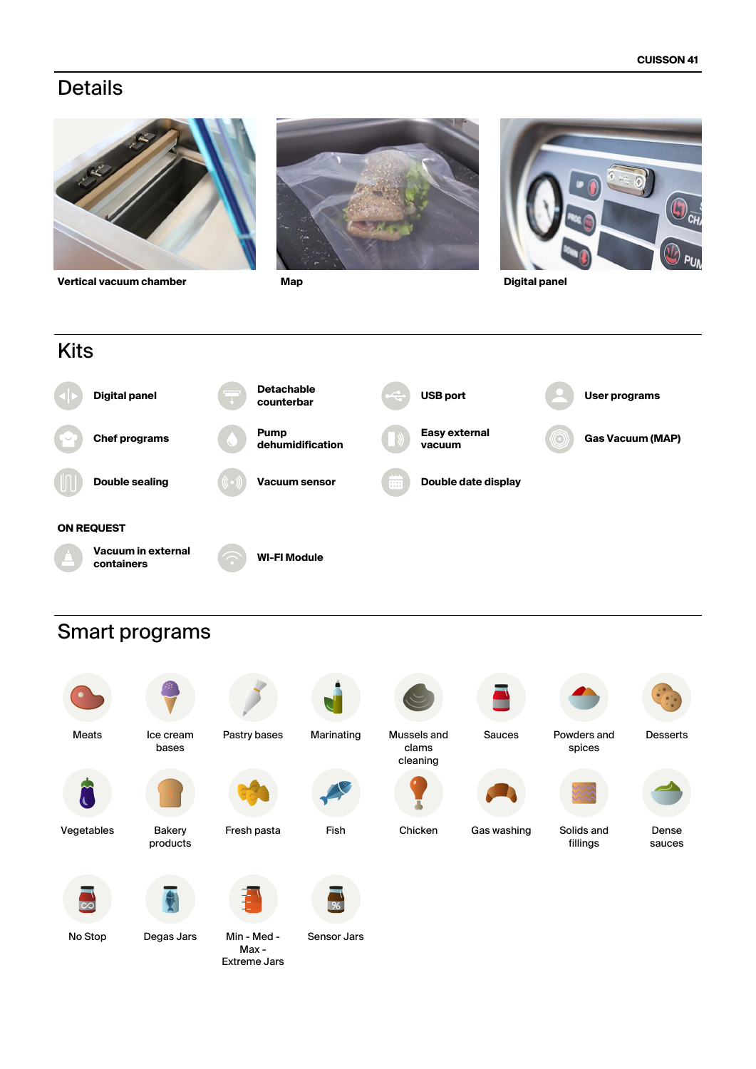## Details

**Vertical vacuum chamber**

**Map**

**Digital panel**

## Kits

- **Digital panel**
- **Detachable counterbar**
- **USB port**
- **User programs**
- **Chef programs**
- **Pump dehumidification**
- **Easy external vacuum**
- **Gas Vacuum (MAP)**
- **Double sealing**
- **Vacuum sensor**
- **Double date display**

**ON REQUEST**

- **Vacuum in external containers**
- **WI-FI Module**

## Smart programs

- Meats
- Ice cream bases
- Pastry bases
- Marinating
- Mussels and clams cleaning
- Sauces
- Powders and spices
- Desserts
- Vegetables
- Bakery products
- Fresh pasta
- Fish
- Chicken
- Gas washing
- Solids and fillings
- Dense sauces
- No Stop
- Degas Jars
- Min - Med - Max - Extreme Jars
- Sensor Jars